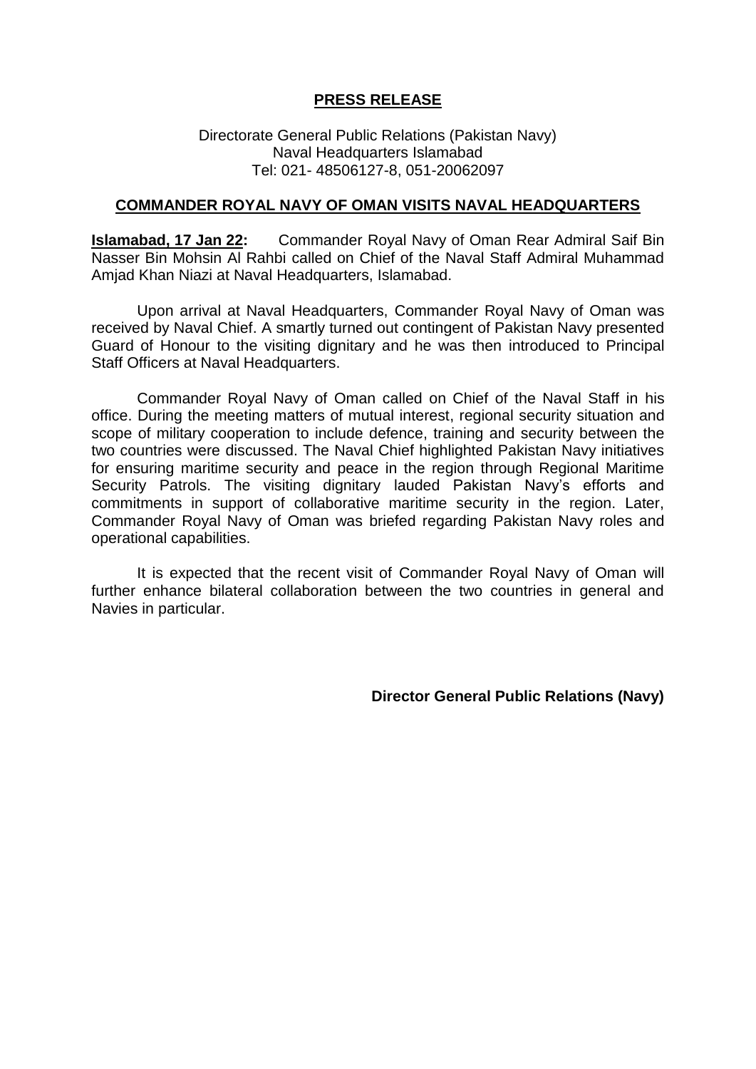# PRESS RELEASE

Directorate General Public Relations (Pakistan Navy)
Naval Headquarters Islamabad
Tel: 021- 48506127-8, 051-20062097

## COMMANDER ROYAL NAVY OF OMAN VISITS NAVAL HEADQUARTERS

**Islamabad, 17 Jan 22:** Commander Royal Navy of Oman Rear Admiral Saif Bin Nasser Bin Mohsin Al Rahbi called on Chief of the Naval Staff Admiral Muhammad Amjad Khan Niazi at Naval Headquarters, Islamabad.

Upon arrival at Naval Headquarters, Commander Royal Navy of Oman was received by Naval Chief. A smartly turned out contingent of Pakistan Navy presented Guard of Honour to the visiting dignitary and he was then introduced to Principal Staff Officers at Naval Headquarters.

Commander Royal Navy of Oman called on Chief of the Naval Staff in his office. During the meeting matters of mutual interest, regional security situation and scope of military cooperation to include defence, training and security between the two countries were discussed. The Naval Chief highlighted Pakistan Navy initiatives for ensuring maritime security and peace in the region through Regional Maritime Security Patrols. The visiting dignitary lauded Pakistan Navy's efforts and commitments in support of collaborative maritime security in the region. Later, Commander Royal Navy of Oman was briefed regarding Pakistan Navy roles and operational capabilities.

It is expected that the recent visit of Commander Royal Navy of Oman will further enhance bilateral collaboration between the two countries in general and Navies in particular.

**Director General Public Relations (Navy)**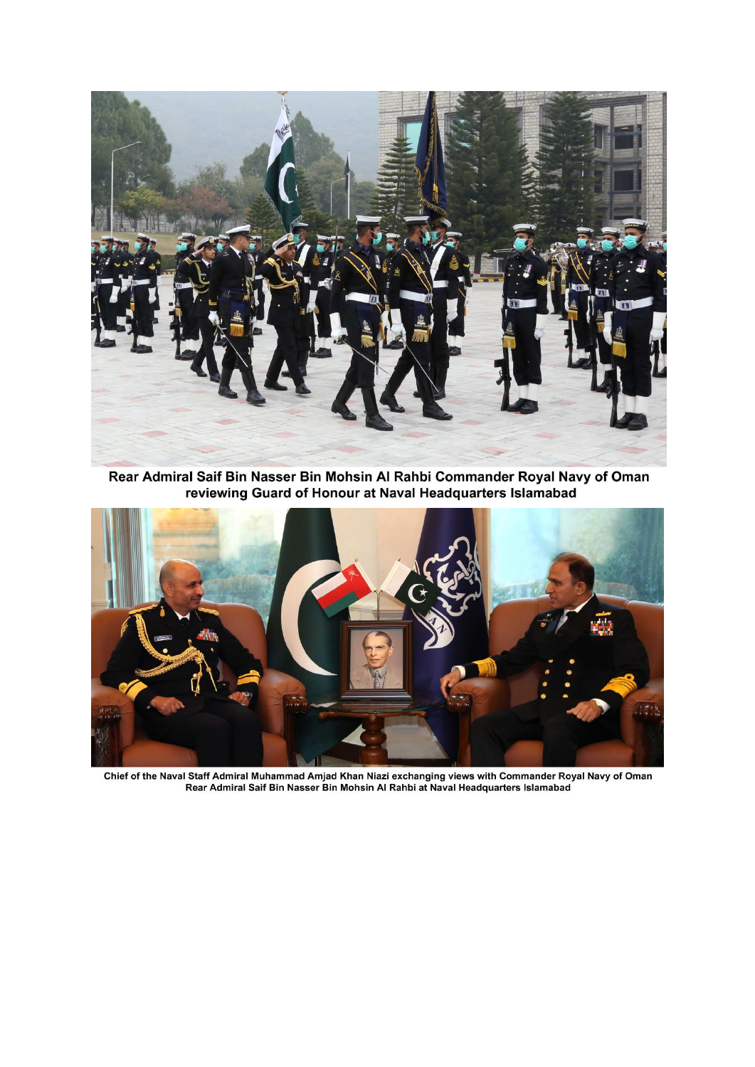**Rear Admiral Saif Bin Nasser Bin Mohsin Al Rahbi Commander Royal Navy of Oman reviewing Guard of Honour at Naval Headquarters Islamabad**

**Chief of the Naval Staff Admiral Muhammad Amjad Khan Niazi exchanging views with Commander Royal Navy of Oman Rear Admiral Saif Bin Nasser Bin Mohsin Al Rahbi at Naval Headquarters Islamabad**